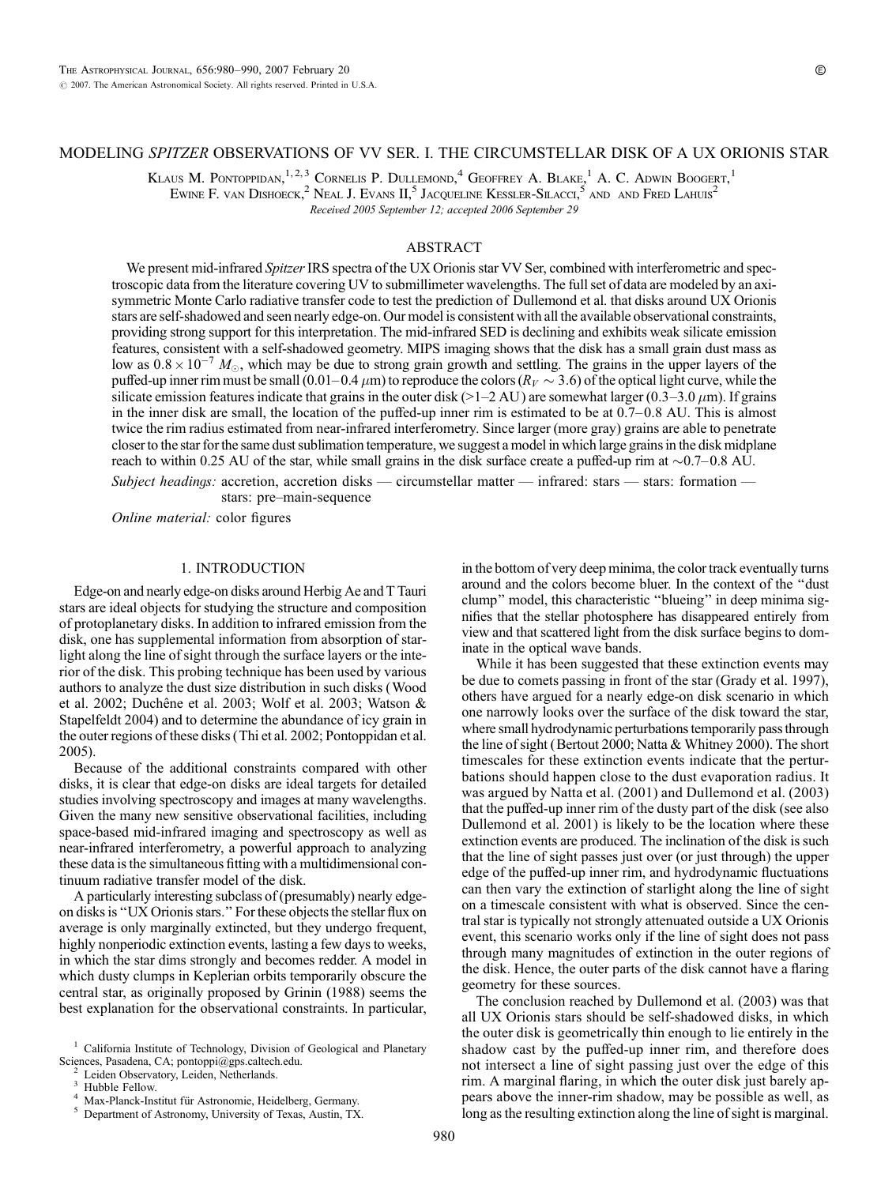# MODELING *SPITZER* OBSERVATIONS OF VV SER. I. THE CIRCUMSTELLAR DISK OF A UX ORIONIS STAR

Klaus M. Pontoppidan,[1,2,3] Cornelis P. Dullemond,[4] Geoffrey A. Blake,[1] A. C. Adwin Boogert,[1] Ewine F. van Dishoeck,[2] Neal J. Evans II,[5] Jacqueline Kessler-Silacci,[5] and and Fred Lahuis[2]

*Received 2005 September 12; accepted 2006 September 29*

## ABSTRACT

We present mid-infrared *Spitzer* IRS spectra of the UX Orionis star VV Ser, combined with interferometric and spectroscopic data from the literature covering UV to submillimeter wavelengths. The full set of data are modeled by an axisymmetric Monte Carlo radiative transfer code to test the prediction of Dullemond et al. that disks around UX Orionis stars are self-shadowed and seen nearly edge-on. Our model is consistent with all the available observational constraints, providing strong support for this interpretation. The mid-infrared SED is declining and exhibits weak silicate emission features, consistent with a self-shadowed geometry. MIPS imaging shows that the disk has a small grain dust mass as low as $0.8 \times 10^{-7}\ M_{\odot}$, which may be due to strong grain growth and settling. The grains in the upper layers of the puffed-up inner rim must be small (0.01–0.4 $\mu$m) to reproduce the colors ($R_V \sim 3.6$) of the optical light curve, while the silicate emission features indicate that grains in the outer disk (>1–2 AU) are somewhat larger (0.3–3.0 $\mu$m). If grains in the inner disk are small, the location of the puffed-up inner rim is estimated to be at 0.7–0.8 AU. This is almost twice the rim radius estimated from near-infrared interferometry. Since larger (more gray) grains are able to penetrate closer to the star for the same dust sublimation temperature, we suggest a model in which large grains in the disk midplane reach to within 0.25 AU of the star, while small grains in the disk surface create a puffed-up rim at ~0.7–0.8 AU.

*Subject headings:* accretion, accretion disks — circumstellar matter — infrared: stars — stars: formation — stars: pre–main-sequence

*Online material:* color figures

## 1. INTRODUCTION

Edge-on and nearly edge-on disks around Herbig Ae and T Tauri stars are ideal objects for studying the structure and composition of protoplanetary disks. In addition to infrared emission from the disk, one has supplemental information from absorption of starlight along the line of sight through the surface layers or the interior of the disk. This probing technique has been used by various authors to analyze the dust size distribution in such disks (Wood et al. 2002; Duchêne et al. 2003; Wolf et al. 2003; Watson & Stapelfeldt 2004) and to determine the abundance of icy grain in the outer regions of these disks (Thi et al. 2002; Pontoppidan et al. 2005).

Because of the additional constraints compared with other disks, it is clear that edge-on disks are ideal targets for detailed studies involving spectroscopy and images at many wavelengths. Given the many new sensitive observational facilities, including space-based mid-infrared imaging and spectroscopy as well as near-infrared interferometry, a powerful approach to analyzing these data is the simultaneous fitting with a multidimensional continuum radiative transfer model of the disk.

A particularly interesting subclass of (presumably) nearly edge-on disks is "UX Orionis stars." For these objects the stellar flux on average is only marginally extincted, but they undergo frequent, highly nonperiodic extinction events, lasting a few days to weeks, in which the star dims strongly and becomes redder. A model in which dusty clumps in Keplerian orbits temporarily obscure the central star, as originally proposed by Grinin (1988) seems the best explanation for the observational constraints. In particular, in the bottom of very deep minima, the color track eventually turns around and the colors become bluer. In the context of the "dust clump" model, this characteristic "blueing" in deep minima signifies that the stellar photosphere has disappeared entirely from view and that scattered light from the disk surface begins to dominate in the optical wave bands.

While it has been suggested that these extinction events may be due to comets passing in front of the star (Grady et al. 1997), others have argued for a nearly edge-on disk scenario in which one narrowly looks over the surface of the disk toward the star, where small hydrodynamic perturbations temporarily pass through the line of sight (Bertout 2000; Natta & Whitney 2000). The short timescales for these extinction events indicate that the perturbations should happen close to the dust evaporation radius. It was argued by Natta et al. (2001) and Dullemond et al. (2003) that the puffed-up inner rim of the dusty part of the disk (see also Dullemond et al. 2001) is likely to be the location where these extinction events are produced. The inclination of the disk is such that the line of sight passes just over (or just through) the upper edge of the puffed-up inner rim, and hydrodynamic fluctuations can then vary the extinction of starlight along the line of sight on a timescale consistent with what is observed. Since the central star is typically not strongly attenuated outside a UX Orionis event, this scenario works only if the line of sight does not pass through many magnitudes of extinction in the outer regions of the disk. Hence, the outer parts of the disk cannot have a flaring geometry for these sources.

The conclusion reached by Dullemond et al. (2003) was that all UX Orionis stars should be self-shadowed disks, in which the outer disk is geometrically thin enough to lie entirely in the shadow cast by the puffed-up inner rim, and therefore does not intersect a line of sight passing just over the edge of this rim. A marginal flaring, in which the outer disk just barely appears above the inner-rim shadow, may be possible as well, as long as the resulting extinction along the line of sight is marginal.

[1] California Institute of Technology, Division of Geological and Planetary Sciences, Pasadena, CA; pontoppi@gps.caltech.edu.

[2] Leiden Observatory, Leiden, Netherlands.

[3] Hubble Fellow.

[4] Max-Planck-Institut für Astronomie, Heidelberg, Germany.

[5] Department of Astronomy, University of Texas, Austin, TX.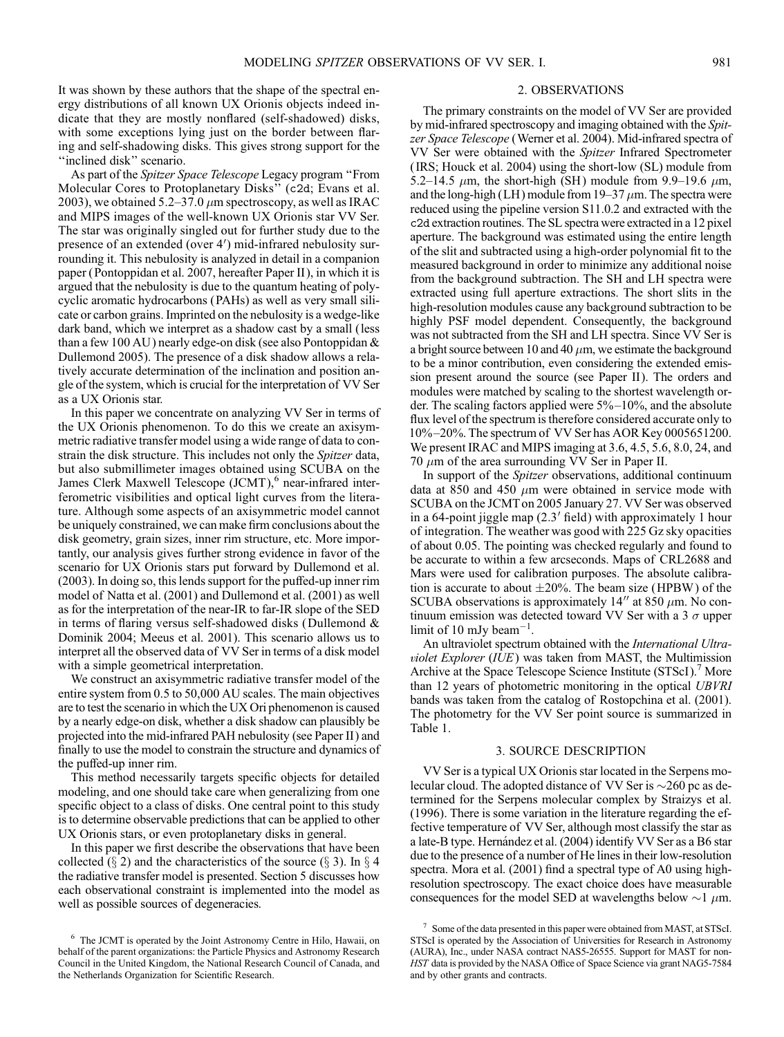It was shown by these authors that the shape of the spectral energy distributions of all known UX Orionis objects indeed indicate that they are mostly nonflared (self-shadowed) disks, with some exceptions lying just on the border between flaring and self-shadowing disks. This gives strong support for the "inclined disk" scenario.

As part of the *Spitzer Space Telescope* Legacy program "From Molecular Cores to Protoplanetary Disks" (c2d; Evans et al. 2003), we obtained 5.2–37.0 $\mu$m spectroscopy, as well as IRAC and MIPS images of the well-known UX Orionis star VV Ser. The star was originally singled out for further study due to the presence of an extended (over 4′) mid-infrared nebulosity surrounding it. This nebulosity is analyzed in detail in a companion paper (Pontoppidan et al. 2007, hereafter Paper II), in which it is argued that the nebulosity is due to the quantum heating of polycyclic aromatic hydrocarbons (PAHs) as well as very small silicate or carbon grains. Imprinted on the nebulosity is a wedge-like dark band, which we interpret as a shadow cast by a small (less than a few 100 AU) nearly edge-on disk (see also Pontoppidan & Dullemond 2005). The presence of a disk shadow allows a relatively accurate determination of the inclination and position angle of the system, which is crucial for the interpretation of VV Ser as a UX Orionis star.

In this paper we concentrate on analyzing VV Ser in terms of the UX Orionis phenomenon. To do this we create an axisymmetric radiative transfer model using a wide range of data to constrain the disk structure. This includes not only the *Spitzer* data, but also submillimeter images obtained using SCUBA on the James Clerk Maxwell Telescope (JCMT),[6] near-infrared interferometric visibilities and optical light curves from the literature. Although some aspects of an axisymmetric model cannot be uniquely constrained, we can make firm conclusions about the disk geometry, grain sizes, inner rim structure, etc. More importantly, our analysis gives further strong evidence in favor of the scenario for UX Orionis stars put forward by Dullemond et al. (2003). In doing so, this lends support for the puffed-up inner rim model of Natta et al. (2001) and Dullemond et al. (2001) as well as for the interpretation of the near-IR to far-IR slope of the SED in terms of flaring versus self-shadowed disks (Dullemond & Dominik 2004; Meeus et al. 2001). This scenario allows us to interpret all the observed data of VV Ser in terms of a disk model with a simple geometrical interpretation.

We construct an axisymmetric radiative transfer model of the entire system from 0.5 to 50,000 AU scales. The main objectives are to test the scenario in which the UX Ori phenomenon is caused by a nearly edge-on disk, whether a disk shadow can plausibly be projected into the mid-infrared PAH nebulosity (see Paper II) and finally to use the model to constrain the structure and dynamics of the puffed-up inner rim.

This method necessarily targets specific objects for detailed modeling, and one should take care when generalizing from one specific object to a class of disks. One central point to this study is to determine observable predictions that can be applied to other UX Orionis stars, or even protoplanetary disks in general.

In this paper we first describe the observations that have been collected (§ 2) and the characteristics of the source (§ 3). In § 4 the radiative transfer model is presented. Section 5 discusses how each observational constraint is implemented into the model as well as possible sources of degeneracies.

## 2. OBSERVATIONS

The primary constraints on the model of VV Ser are provided by mid-infrared spectroscopy and imaging obtained with the *Spitzer Space Telescope* (Werner et al. 2004). Mid-infrared spectra of VV Ser were obtained with the *Spitzer* Infrared Spectrometer (IRS; Houck et al. 2004) using the short-low (SL) module from 5.2–14.5 $\mu$m, the short-high (SH) module from 9.9–19.6 $\mu$m, and the long-high (LH) module from 19–37 $\mu$m. The spectra were reduced using the pipeline version S11.0.2 and extracted with the c2d extraction routines. The SL spectra were extracted in a 12 pixel aperture. The background was estimated using the entire length of the slit and subtracted using a high-order polynomial fit to the measured background in order to minimize any additional noise from the background subtraction. The SH and LH spectra were extracted using full aperture extractions. The short slits in the high-resolution modules cause any background subtraction to be highly PSF model dependent. Consequently, the background was not subtracted from the SH and LH spectra. Since VV Ser is a bright source between 10 and 40 $\mu$m, we estimate the background to be a minor contribution, even considering the extended emission present around the source (see Paper II). The orders and modules were matched by scaling to the shortest wavelength order. The scaling factors applied were 5%–10%, and the absolute flux level of the spectrum is therefore considered accurate only to 10%–20%. The spectrum of VV Ser has AOR Key 0005651200. We present IRAC and MIPS imaging at 3.6, 4.5, 5.6, 8.0, 24, and 70 $\mu$m of the area surrounding VV Ser in Paper II.

In support of the *Spitzer* observations, additional continuum data at 850 and 450 $\mu$m were obtained in service mode with SCUBA on the JCMT on 2005 January 27. VV Ser was observed in a 64-point jiggle map (2.3′ field) with approximately 1 hour of integration. The weather was good with 225 Gz sky opacities of about 0.05. The pointing was checked regularly and found to be accurate to within a few arcseconds. Maps of CRL2688 and Mars were used for calibration purposes. The absolute calibration is accurate to about ±20%. The beam size (HPBW) of the SCUBA observations is approximately 14″ at 850 $\mu$m. No continuum emission was detected toward VV Ser with a 3 $\sigma$ upper limit of 10 mJy beam$^{-1}$.

An ultraviolet spectrum obtained with the *International Ultraviolet Explorer* (*IUE*) was taken from MAST, the Multimission Archive at the Space Telescope Science Institute (STScI).[7] More than 12 years of photometric monitoring in the optical *UBVRI* bands was taken from the catalog of Rostopchina et al. (2001). The photometry for the VV Ser point source is summarized in Table 1.

## 3. SOURCE DESCRIPTION

VV Ser is a typical UX Orionis star located in the Serpens molecular cloud. The adopted distance of VV Ser is ~260 pc as determined for the Serpens molecular complex by Straizys et al. (1996). There is some variation in the literature regarding the effective temperature of VV Ser, although most classify the star as a late-B type. Hernández et al. (2004) identify VV Ser as a B6 star due to the presence of a number of He lines in their low-resolution spectra. Mora et al. (2001) find a spectral type of A0 using high-resolution spectroscopy. The exact choice does have measurable consequences for the model SED at wavelengths below ~1 $\mu$m.

[6] The JCMT is operated by the Joint Astronomy Centre in Hilo, Hawaii, on behalf of the parent organizations: the Particle Physics and Astronomy Research Council in the United Kingdom, the National Research Council of Canada, and the Netherlands Organization for Scientific Research.

[7] Some of the data presented in this paper were obtained from MAST, at STScI. STScI is operated by the Association of Universities for Research in Astronomy (AURA), Inc., under NASA contract NAS5-26555. Support for MAST for non-*HST* data is provided by the NASA Office of Space Science via grant NAG5-7584 and by other grants and contracts.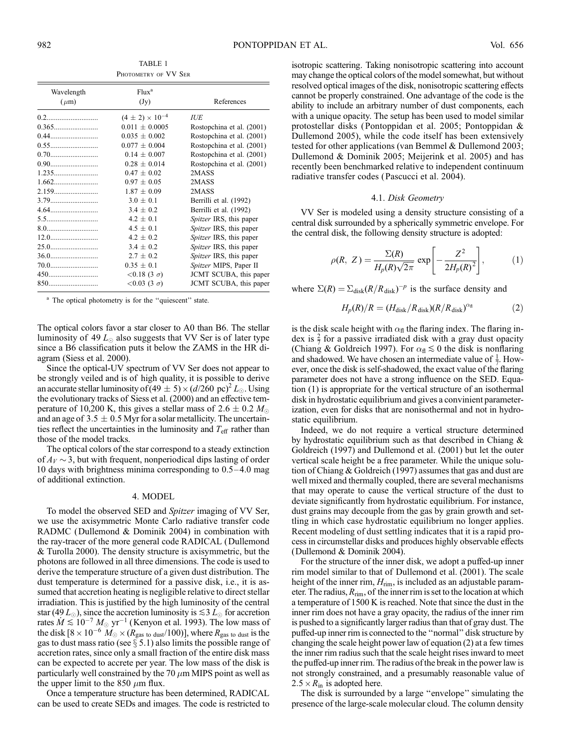TABLE 1

PHOTOMETRY OF VV SER

| Wavelength ($\mu$m) | Flux[a] (Jy) | References |
|---|---|---|
| 0.2 | $(4 \pm 2) \times 10^{-4}$ | *IUE* |
| 0.365 | $0.011 \pm 0.0005$ | Rostopchina et al. (2001) |
| 0.44 | $0.035 \pm 0.002$ | Rostopchina et al. (2001) |
| 0.55 | $0.077 \pm 0.004$ | Rostopchina et al. (2001) |
| 0.70 | $0.14 \pm 0.007$ | Rostopchina et al. (2001) |
| 0.90 | $0.28 \pm 0.014$ | Rostopchina et al. (2001) |
| 1.235 | $0.47 \pm 0.02$ | 2MASS |
| 1.662 | $0.97 \pm 0.05$ | 2MASS |
| 2.159 | $1.87 \pm 0.09$ | 2MASS |
| 3.79 | $3.0 \pm 0.1$ | Berrilli et al. (1992) |
| 4.64 | $3.4 \pm 0.2$ | Berrilli et al. (1992) |
| 5.5 | $4.2 \pm 0.1$ | *Spitzer* IRS, this paper |
| 8.0 | $4.5 \pm 0.1$ | *Spitzer* IRS, this paper |
| 12.0 | $4.2 \pm 0.2$ | *Spitzer* IRS, this paper |
| 25.0 | $3.4 \pm 0.2$ | *Spitzer* IRS, this paper |
| 36.0 | $2.7 \pm 0.2$ | *Spitzer* IRS, this paper |
| 70.0 | $0.35 \pm 0.1$ | *Spitzer* MIPS, Paper II |
| 450 | $<0.18$ (3 $\sigma$) | JCMT SCUBA, this paper |
| 850 | $<0.03$ (3 $\sigma$) | JCMT SCUBA, this paper |

[a] The optical photometry is for the "quiescent" state.

The optical colors favor a star closer to A0 than B6. The stellar luminosity of 49 $L_{\odot}$ also suggests that VV Ser is of later type since a B6 classification puts it below the ZAMS in the HR diagram (Siess et al. 2000).

Since the optical-UV spectrum of VV Ser does not appear to be strongly veiled and is of high quality, it is possible to derive an accurate stellar luminosity of $(49 \pm 5) \times (d/260 \text{ pc})^2 L_{\odot}$. Using the evolutionary tracks of Siess et al. (2000) and an effective temperature of 10,200 K, this gives a stellar mass of $2.6 \pm 0.2\ M_{\odot}$ and an age of $3.5 \pm 0.5$ Myr for a solar metallicity. The uncertainties reflect the uncertainties in the luminosity and $T_{\text{eff}}$ rather than those of the model tracks.

The optical colors of the star correspond to a steady extinction of $A_V \sim 3$, but with frequent, nonperiodical dips lasting of order 10 days with brightness minima corresponding to 0.5–4.0 mag of additional extinction.

## 4. MODEL

To model the observed SED and *Spitzer* imaging of VV Ser, we use the axisymmetric Monte Carlo radiative transfer code RADMC (Dullemond & Dominik 2004) in combination with the ray-tracer of the more general code RADICAL (Dullemond & Turolla 2000). The density structure is axisymmetric, but the photons are followed in all three dimensions. The code is used to derive the temperature structure of a given dust distribution. The dust temperature is determined for a passive disk, i.e., it is assumed that accretion heating is negligible relative to direct stellar irradiation. This is justified by the high luminosity of the central star (49 $L_{\odot}$), since the accretion luminosity is $\lesssim 3\ L_{\odot}$ for accretion rates $\dot{M} \lesssim 10^{-7}\ M_{\odot}\ \text{yr}^{-1}$ (Kenyon et al. 1993). The low mass of the disk $[8 \times 10^{-6}\ M_{\odot} \times (R_{\text{gas to dust}}/100)]$, where $R_{\text{gas to dust}}$ is the gas to dust mass ratio (see § 5.1) also limits the possible range of accretion rates, since only a small fraction of the entire disk mass can be expected to accrete per year. The low mass of the disk is particularly well constrained by the 70 $\mu$m MIPS point as well as the upper limit to the 850 $\mu$m flux.

Once a temperature structure has been determined, RADICAL can be used to create SEDs and images. The code is restricted to isotropic scattering. Taking into account nonisotropic scattering may change the optical colors of the model somewhat, but without resolved optical images of the disk, nonisotropic scattering effects cannot be properly constrained. One advantage of the code is the ability to include an arbitrary number of dust components, each with a unique opacity. The setup has been used to model similar protostellar disks (Pontoppidan et al. 2005; Pontoppidan & Dullemond 2005), while the code itself has been extensively tested for other applications (van Bemmel & Dullemond 2003; Dullemond & Dominik 2005; Meijerink et al. 2005) and has recently been benchmarked relative to independent continuum radiative transfer codes (Pascucci et al. 2004).

### 4.1. *Disk Geometry*

VV Ser is modeled using a density structure consisting of a central disk surrounded by a spherically symmetric envelope. For the central disk, the following density structure is adopted:

$$\rho(R,\ Z) = \frac{\Sigma(R)}{H_p(R)\sqrt{2\pi}} \exp\left[-\frac{Z^2}{2H_p(R)^2}\right], \tag{1}$$

where $\Sigma(R) = \Sigma_{\text{disk}}(R/R_{\text{disk}})^{-p}$ is the surface density and

$$H_p(R)/R = (H_{\text{disk}}/R_{\text{disk}})(R/R_{\text{disk}})^{\alpha_{\text{fl}}} \tag{2}$$

is the disk scale height with $\alpha_{\text{fl}}$ the flaring index. The flaring index is $\frac{2}{7}$ for a passive irradiated disk with a gray dust opacity (Chiang & Goldreich 1997). For $\alpha_{\text{fl}} \lesssim 0$ the disk is nonflaring and shadowed. We have chosen an intermediate value of $\frac{1}{7}$. However, once the disk is self-shadowed, the exact value of the flaring parameter does not have a strong influence on the SED. Equation (1) is appropriate for the vertical structure of an isothermal disk in hydrostatic equilibrium and gives a convinient parameterization, even for disks that are nonisothermal and not in hydrostatic equilibrium.

Indeed, we do not require a vertical structure determined by hydrostatic equilibrium such as that described in Chiang & Goldreich (1997) and Dullemond et al. (2001) but let the outer vertical scale height be a free parameter. While the unique solution of Chiang & Goldreich (1997) assumes that gas and dust are well mixed and thermally coupled, there are several mechanisms that may operate to cause the vertical structure of the dust to deviate significantly from hydrostatic equilibrium. For instance, dust grains may decouple from the gas by grain growth and settling in which case hydrostatic equilibrium no longer applies. Recent modeling of dust settling indicates that it is a rapid process in circumstellar disks and produces highly observable effects (Dullemond & Dominik 2004).

For the structure of the inner disk, we adopt a puffed-up inner rim model similar to that of Dullemond et al. (2001). The scale height of the inner rim, $H_{\text{rim}}$, is included as an adjustable parameter. The radius, $R_{\text{rim}}$, of the inner rim is set to the location at which a temperature of 1500 K is reached. Note that since the dust in the inner rim does not have a gray opacity, the radius of the inner rim is pushed to a significantly larger radius than that of gray dust. The puffed-up inner rim is connected to the "normal" disk structure by changing the scale height power law of equation (2) at a few times the inner rim radius such that the scale height rises inward to meet the puffed-up inner rim. The radius of the break in the power law is not strongly constrained, and a presumably reasonable value of $2.5 \times R_{\text{in}}$ is adopted here.

The disk is surrounded by a large "envelope" simulating the presence of the large-scale molecular cloud. The column density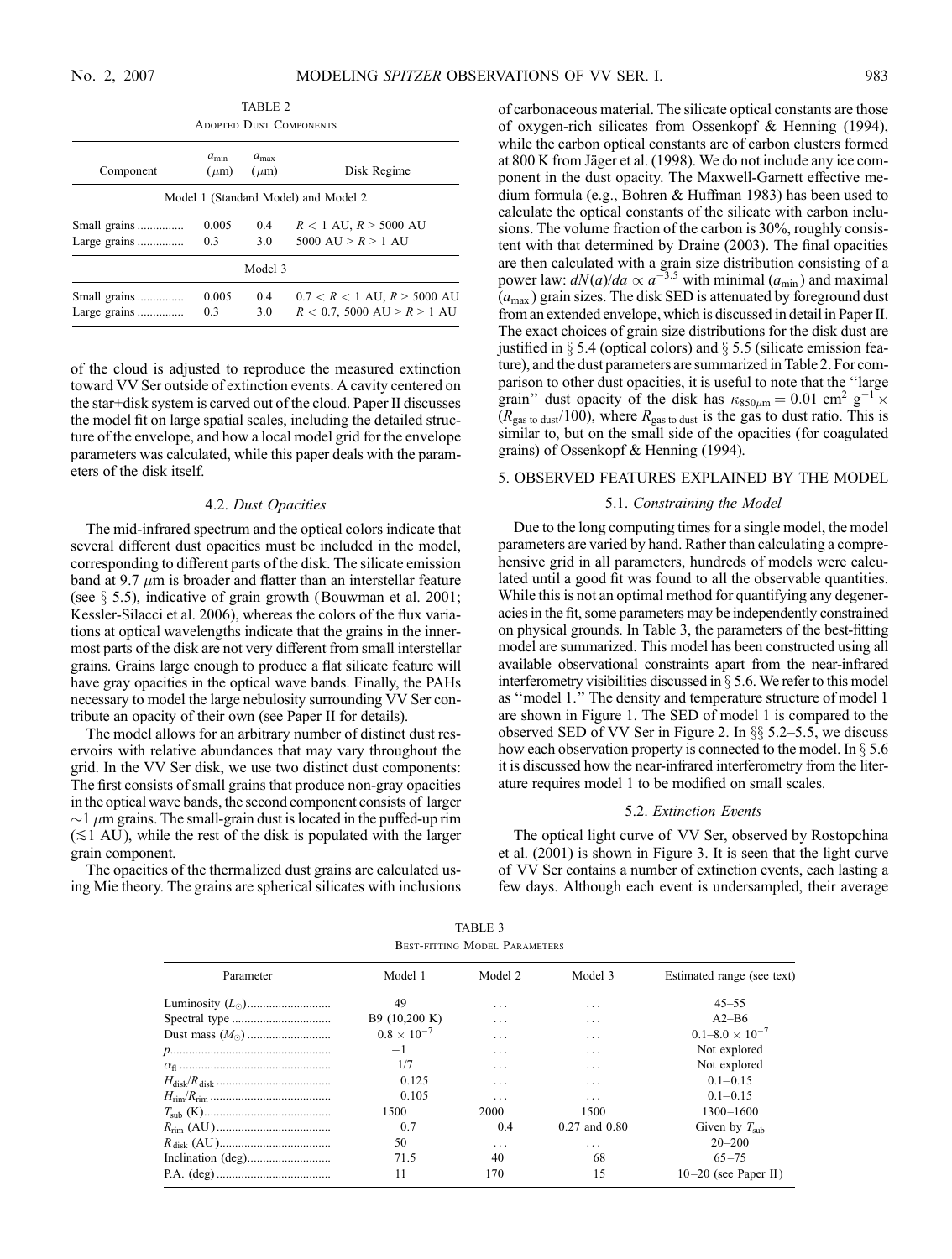TABLE 2

Adopted Dust Components

| Component | $a_{\rm min}$ ($\mu$m) | $a_{\rm max}$ ($\mu$m) | Disk Regime |
|---|---|---|---|
| Model 1 (Standard Model) and Model 2 | | | |
| Small grains | 0.005 | 0.4 | $R < 1$ AU, $R > 5000$ AU |
| Large grains | 0.3 | 3.0 | 5000 AU $> R >$ 1 AU |
| Model 3 | | | |
| Small grains | 0.005 | 0.4 | $0.7 < R < 1$ AU, $R > 5000$ AU |
| Large grains | 0.3 | 3.0 | $R < 0.7$, 5000 AU $> R >$ 1 AU |

of the cloud is adjusted to reproduce the measured extinction toward VV Ser outside of extinction events. A cavity centered on the star+disk system is carved out of the cloud. Paper II discusses the model fit on large spatial scales, including the detailed structure of the envelope, and how a local model grid for the envelope parameters was calculated, while this paper deals with the parameters of the disk itself.

### 4.2. *Dust Opacities*

The mid-infrared spectrum and the optical colors indicate that several different dust opacities must be included in the model, corresponding to different parts of the disk. The silicate emission band at 9.7 $\mu$m is broader and flatter than an interstellar feature (see § 5.5), indicative of grain growth (Bouwman et al. 2001; Kessler-Silacci et al. 2006), whereas the colors of the flux variations at optical wavelengths indicate that the grains in the innermost parts of the disk are not very different from small interstellar grains. Grains large enough to produce a flat silicate feature will have gray opacities in the optical wave bands. Finally, the PAHs necessary to model the large nebulosity surrounding VV Ser contribute an opacity of their own (see Paper II for details).

The model allows for an arbitrary number of distinct dust reservoirs with relative abundances that may vary throughout the grid. In the VV Ser disk, we use two distinct dust components: The first consists of small grains that produce non-gray opacities in the optical wave bands, the second component consists of larger $\sim$1 $\mu$m grains. The small-grain dust is located in the puffed-up rim ($\lesssim$1 AU), while the rest of the disk is populated with the larger grain component.

The opacities of the thermalized dust grains are calculated using Mie theory. The grains are spherical silicates with inclusions of carbonaceous material. The silicate optical constants are those of oxygen-rich silicates from Ossenkopf & Henning (1994), while the carbon optical constants are of carbon clusters formed at 800 K from Jäger et al. (1998). We do not include any ice component in the dust opacity. The Maxwell-Garnett effective medium formula (e.g., Bohren & Huffman 1983) has been used to calculate the optical constants of the silicate with carbon inclusions. The volume fraction of the carbon is 30%, roughly consistent with that determined by Draine (2003). The final opacities are then calculated with a grain size distribution consisting of a power law: $dN(a)/da \propto a^{-3.5}$ with minimal ($a_{\rm min}$) and maximal ($a_{\rm max}$) grain sizes. The disk SED is attenuated by foreground dust from an extended envelope, which is discussed in detail in Paper II. The exact choices of grain size distributions for the disk dust are justified in § 5.4 (optical colors) and § 5.5 (silicate emission feature), and the dust parameters are summarized in Table 2. For comparison to other dust opacities, it is useful to note that the "large grain" dust opacity of the disk has $\kappa_{850\mu{\rm m}} = 0.01$ cm$^2$ g$^{-1}$ $\times$ ($R_{\rm gas\ to\ dust}$/100), where $R_{\rm gas\ to\ dust}$ is the gas to dust ratio. This is similar to, but on the small side of the opacities (for coagulated grains) of Ossenkopf & Henning (1994).

## 5. OBSERVED FEATURES EXPLAINED BY THE MODEL

### 5.1. *Constraining the Model*

Due to the long computing times for a single model, the model parameters are varied by hand. Rather than calculating a comprehensive grid in all parameters, hundreds of models were calculated until a good fit was found to all the observable quantities. While this is not an optimal method for quantifying any degeneracies in the fit, some parameters may be independently constrained on physical grounds. In Table 3, the parameters of the best-fitting model are summarized. This model has been constructed using all available observational constraints apart from the near-infrared interferometry visibilities discussed in § 5.6. We refer to this model as "model 1." The density and temperature structure of model 1 are shown in Figure 1. The SED of model 1 is compared to the observed SED of VV Ser in Figure 2. In §§ 5.2–5.5, we discuss how each observation property is connected to the model. In § 5.6 it is discussed how the near-infrared interferometry from the literature requires model 1 to be modified on small scales.

### 5.2. *Extinction Events*

The optical light curve of VV Ser, observed by Rostopchina et al. (2001) is shown in Figure 3. It is seen that the light curve of VV Ser contains a number of extinction events, each lasting a few days. Although each event is undersampled, their average

TABLE 3

Best-fitting Model Parameters

| Parameter | Model 1 | Model 2 | Model 3 | Estimated range (see text) |
|---|---|---|---|---|
| Luminosity ($L_\odot$) | 49 | ... | ... | 45–55 |
| Spectral type | B9 (10,200 K) | ... | ... | A2–B6 |
| Dust mass ($M_\odot$) | $0.8 \times 10^{-7}$ | ... | ... | $0.1$–$8.0 \times 10^{-7}$ |
| $p$ | $-1$ | ... | ... | Not explored |
| $\alpha_{\rm fl}$ | 1/7 | ... | ... | Not explored |
| $H_{\rm disk}/R_{\rm disk}$ | 0.125 | ... | ... | 0.1–0.15 |
| $H_{\rm rim}/R_{\rm rim}$ | 0.105 | ... | ... | 0.1–0.15 |
| $T_{\rm sub}$ (K) | 1500 | 2000 | 1500 | 1300–1600 |
| $R_{\rm rim}$ (AU) | 0.7 | 0.4 | 0.27 and 0.80 | Given by $T_{\rm sub}$ |
| $R_{\rm disk}$ (AU) | 50 | ... | ... | 20–200 |
| Inclination (deg) | 71.5 | 40 | 68 | 65–75 |
| P.A. (deg) | 11 | 170 | 15 | 10–20 (see Paper II) |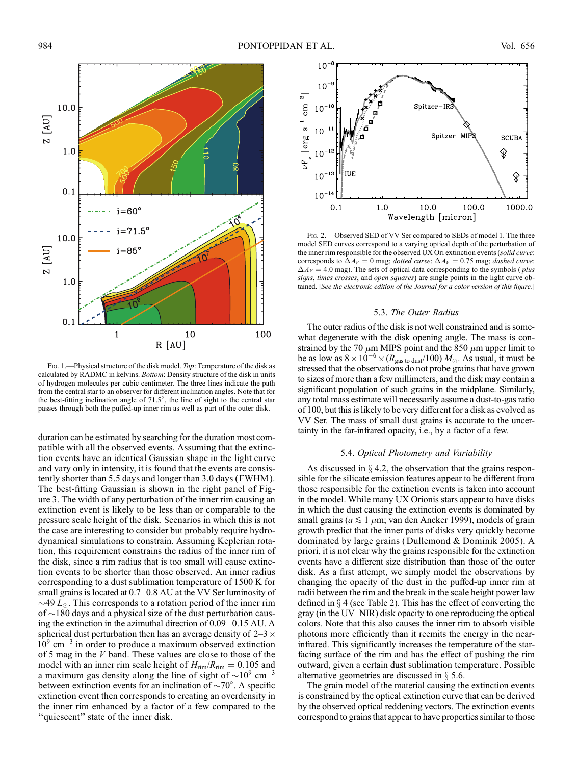Fig. 1.—Physical structure of the disk model. *Top*: Temperature of the disk as calculated by RADMC in kelvins. *Bottom*: Density structure of the disk in units of hydrogen molecules per cubic centimeter. The three lines indicate the path from the central star to an observer for different inclination angles. Note that for the best-fitting inclination angle of 71.5°, the line of sight to the central star passes through both the puffed-up inner rim as well as part of the outer disk.

duration can be estimated by searching for the duration most compatible with all the observed events. Assuming that the extinction events have an identical Gaussian shape in the light curve and vary only in intensity, it is found that the events are consistently shorter than 5.5 days and longer than 3.0 days (FWHM). The best-fitting Gaussian is shown in the right panel of Figure 3. The width of any perturbation of the inner rim causing an extinction event is likely to be less than or comparable to the pressure scale height of the disk. Scenarios in which this is not the case are interesting to consider but probably require hydrodynamical simulations to constrain. Assuming Keplerian rotation, this requirement constrains the radius of the inner rim of the disk, since a rim radius that is too small will cause extinction events to be shorter than those observed. An inner radius corresponding to a dust sublimation temperature of 1500 K for small grains is located at 0.7–0.8 AU at the VV Ser luminosity of $\sim$49 $L_\odot$. This corresponds to a rotation period of the inner rim of $\sim$180 days and a physical size of the dust perturbation causing the extinction in the azimuthal direction of 0.09–0.15 AU. A spherical dust perturbation then has an average density of 2–3 $\times$ $10^9$ cm$^{-3}$ in order to produce a maximum observed extinction of 5 mag in the $V$ band. These values are close to those of the model with an inner rim scale height of $H_{\rm rim}/R_{\rm rim} = 0.105$ and a maximum gas density along the line of sight of $\sim 10^9$ cm$^{-3}$ between extinction events for an inclination of $\sim$70°. A specific extinction event then corresponds to creating an overdensity in the inner rim enhanced by a factor of a few compared to the "quiescent" state of the inner disk.

Fig. 2.—Observed SED of VV Ser compared to SEDs of model 1. The three model SED curves correspond to a varying optical depth of the perturbation of the inner rim responsible for the observed UX Ori extinction events (*solid curve*: corresponds to $\Delta A_V = 0$ mag; *dotted curve*: $\Delta A_V = 0.75$ mag; *dashed curve*: $\Delta A_V = 4.0$ mag). The sets of optical data corresponding to the symbols (*plus signs*, *times crosses*, and *open squares*) are single points in the light curve obtained. [*See the electronic edition of the Journal for a color version of this figure.*]

### 5.3. *The Outer Radius*

The outer radius of the disk is not well constrained and is somewhat degenerate with the disk opening angle. The mass is constrained by the 70 $\mu$m MIPS point and the 850 $\mu$m upper limit to be as low as $8 \times 10^{-6} \times (R_{\rm gas\ to\ dust}/100)\ M_\odot$. As usual, it must be stressed that the observations do not probe grains that have grown to sizes of more than a few millimeters, and the disk may contain a significant population of such grains in the midplane. Similarly, any total mass estimate will necessarily assume a dust-to-gas ratio of 100, but this is likely to be very different for a disk as evolved as VV Ser. The mass of small dust grains is accurate to the uncertainty in the far-infrared opacity, i.e., by a factor of a few.

### 5.4. *Optical Photometry and Variability*

As discussed in § 4.2, the observation that the grains responsible for the silicate emission features appear to be different from those responsible for the extinction events is taken into account in the model. While many UX Orionis stars appear to have disks in which the dust causing the extinction events is dominated by small grains ($a \lesssim 1$ $\mu$m; van den Ancker 1999), models of grain growth predict that the inner parts of disks very quickly become dominated by large grains (Dullemond & Dominik 2005). A priori, it is not clear why the grains responsible for the extinction events have a different size distribution than those of the outer disk. As a first attempt, we simply model the observations by changing the opacity of the dust in the puffed-up inner rim at radii between the rim and the break in the scale height power law defined in § 4 (see Table 2). This has the effect of converting the gray (in the UV–NIR) disk opacity to one reproducing the optical colors. Note that this also causes the inner rim to absorb visible photons more efficiently than it reemits the energy in the near-infrared. This significantly increases the temperature of the star-facing surface of the rim and has the effect of pushing the rim outward, given a certain dust sublimation temperature. Possible alternative geometries are discussed in § 5.6.

The grain model of the material causing the extinction events is constrained by the optical extinction curve that can be derived by the observed optical reddening vectors. The extinction events correspond to grains that appear to have properties similar to those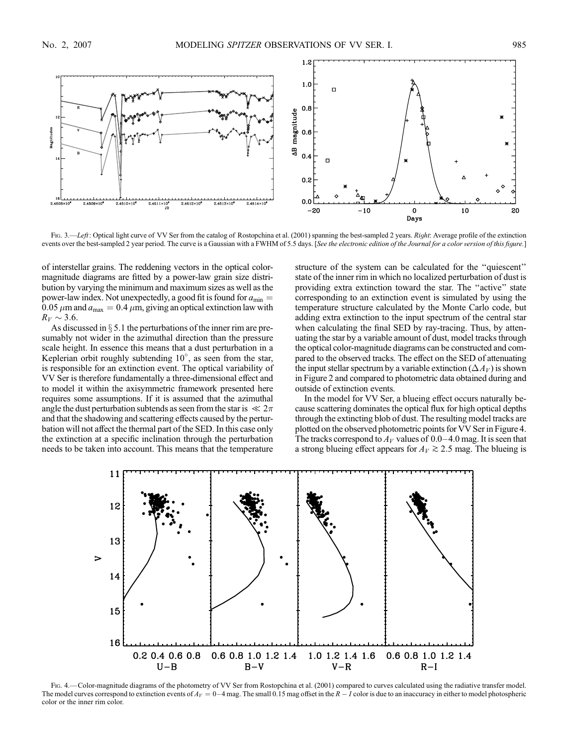FIG. 3.—*Left*: Optical light curve of VV Ser from the catalog of Rostopchina et al. (2001) spanning the best-sampled 2 years. *Right*: Average profile of the extinction events over the best-sampled 2 year period. The curve is a Gaussian with a FWHM of 5.5 days. [*See the electronic edition of the Journal for a color version of this figure.*]

of interstellar grains. The reddening vectors in the optical color-magnitude diagrams are fitted by a power-law grain size distribution by varying the minimum and maximum sizes as well as the power-law index. Not unexpectedly, a good fit is found for $a_{\min} = 0.05\ \mu$m and $a_{\max} = 0.4\ \mu$m, giving an optical extinction law with $R_V \sim 3.6$.

As discussed in § 5.1 the perturbations of the inner rim are presumably not wider in the azimuthal direction than the pressure scale height. In essence this means that a dust perturbation in a Keplerian orbit roughly subtending $10^\circ$, as seen from the star, is responsible for an extinction event. The optical variability of VV Ser is therefore fundamentally a three-dimensional effect and to model it within the axisymmetric framework presented here requires some assumptions. If it is assumed that the azimuthal angle the dust perturbation subtends as seen from the star is $\ll 2\pi$ and that the shadowing and scattering effects caused by the perturbation will not affect the thermal part of the SED. In this case only the extinction at a specific inclination through the perturbation needs to be taken into account. This means that the temperature structure of the system can be calculated for the "quiescent" state of the inner rim in which no localized perturbation of dust is providing extra extinction toward the star. The "active" state corresponding to an extinction event is simulated by using the temperature structure calculated by the Monte Carlo code, but adding extra extinction to the input spectrum of the central star when calculating the final SED by ray-tracing. Thus, by attenuating the star by a variable amount of dust, model tracks through the optical color-magnitude diagrams can be constructed and compared to the observed tracks. The effect on the SED of attenuating the input stellar spectrum by a variable extinction ($\Delta A_V$) is shown in Figure 2 and compared to photometric data obtained during and outside of extinction events.

In the model for VV Ser, a blueing effect occurs naturally because scattering dominates the optical flux for high optical depths through the extincting blob of dust. The resulting model tracks are plotted on the observed photometric points for VV Ser in Figure 4. The tracks correspond to $A_V$ values of 0.0–4.0 mag. It is seen that a strong blueing effect appears for $A_V \gtrsim 2.5$ mag. The blueing is

FIG. 4.—Color-magnitude diagrams of the photometry of VV Ser from Rostopchina et al. (2001) compared to curves calculated using the radiative transfer model. The model curves correspond to extinction events of $A_V = 0$–4 mag. The small 0.15 mag offset in the $R - I$ color is due to an inaccuracy in either to model photospheric color or the inner rim color.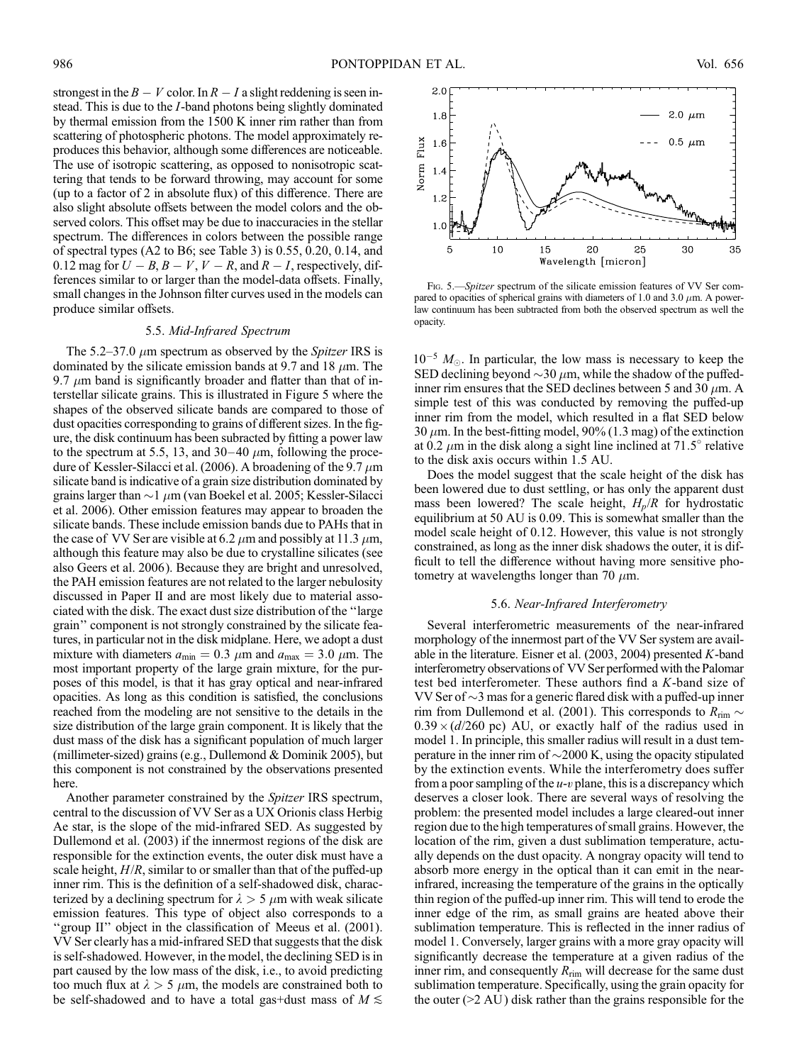strongest in the $B - V$ color. In $R - I$ a slight reddening is seen instead. This is due to the $I$-band photons being slightly dominated by thermal emission from the 1500 K inner rim rather than from scattering of photospheric photons. The model approximately reproduces this behavior, although some differences are noticeable. The use of isotropic scattering, as opposed to nonisotropic scattering that tends to be forward throwing, may account for some (up to a factor of 2 in absolute flux) of this difference. There are also slight absolute offsets between the model colors and the observed colors. This offset may be due to inaccuracies in the stellar spectrum. The differences in colors between the possible range of spectral types (A2 to B6; see Table 3) is 0.55, 0.20, 0.14, and 0.12 mag for $U - B$, $B - V$, $V - R$, and $R - I$, respectively, differences similar to or larger than the model-data offsets. Finally, small changes in the Johnson filter curves used in the models can produce similar offsets.

### 5.5. *Mid-Infrared Spectrum*

The 5.2–37.0 $\mu$m spectrum as observed by the *Spitzer* IRS is dominated by the silicate emission bands at 9.7 and 18 $\mu$m. The 9.7 $\mu$m band is significantly broader and flatter than that of interstellar silicate grains. This is illustrated in Figure 5 where the shapes of the observed silicate bands are compared to those of dust opacities corresponding to grains of different sizes. In the figure, the disk continuum has been subracted by fitting a power law to the spectrum at 5.5, 13, and 30–40 $\mu$m, following the procedure of Kessler-Silacci et al. (2006). A broadening of the 9.7 $\mu$m silicate band is indicative of a grain size distribution dominated by grains larger than $\sim$1 $\mu$m (van Boekel et al. 2005; Kessler-Silacci et al. 2006). Other emission features may appear to broaden the silicate bands. These include emission bands due to PAHs that in the case of VV Ser are visible at 6.2 $\mu$m and possibly at 11.3 $\mu$m, although this feature may also be due to crystalline silicates (see also Geers et al. 2006). Because they are bright and unresolved, the PAH emission features are not related to the larger nebulosity discussed in Paper II and are most likely due to material associated with the disk. The exact dust size distribution of the "large grain" component is not strongly constrained by the silicate features, in particular not in the disk midplane. Here, we adopt a dust mixture with diameters $a_{\rm min} = 0.3$ $\mu$m and $a_{\rm max} = 3.0$ $\mu$m. The most important property of the large grain mixture, for the purposes of this model, is that it has gray optical and near-infrared opacities. As long as this condition is satisfied, the conclusions reached from the modeling are not sensitive to the details in the size distribution of the large grain component. It is likely that the dust mass of the disk has a significant population of much larger (millimeter-sized) grains (e.g., Dullemond & Dominik 2005), but this component is not constrained by the observations presented here.

Another parameter constrained by the *Spitzer* IRS spectrum, central to the discussion of VV Ser as a UX Orionis class Herbig Ae star, is the slope of the mid-infrared SED. As suggested by Dullemond et al. (2003) if the innermost regions of the disk are responsible for the extinction events, the outer disk must have a scale height, $H/R$, similar to or smaller than that of the puffed-up inner rim. This is the definition of a self-shadowed disk, characterized by a declining spectrum for $\lambda > 5$ $\mu$m with weak silicate emission features. This type of object also corresponds to a "group II" object in the classification of Meeus et al. (2001). VV Ser clearly has a mid-infrared SED that suggests that the disk is self-shadowed. However, in the model, the declining SED is in part caused by the low mass of the disk, i.e., to avoid predicting too much flux at $\lambda > 5$ $\mu$m, the models are constrained both to be self-shadowed and to have a total gas+dust mass of $M \lesssim 10^{-5}$ $M_\odot$. In particular, the low mass is necessary to keep the SED declining beyond $\sim$30 $\mu$m, while the shadow of the puffed-inner rim ensures that the SED declines between 5 and 30 $\mu$m. A simple test of this was conducted by removing the puffed-up inner rim from the model, which resulted in a flat SED below 30 $\mu$m. In the best-fitting model, 90% (1.3 mag) of the extinction at 0.2 $\mu$m in the disk along a sight line inclined at 71.5° relative to the disk axis occurs within 1.5 AU.

Fig. 5.—*Spitzer* spectrum of the silicate emission features of VV Ser compared to opacities of spherical grains with diameters of 1.0 and 3.0 $\mu$m. A power-law continuum has been subtracted from both the observed spectrum as well the opacity.

Does the model suggest that the scale height of the disk has been lowered due to dust settling, or has only the apparent dust mass been lowered? The scale height, $H_p/R$ for hydrostatic equilibrium at 50 AU is 0.09. This is somewhat smaller than the model scale height of 0.12. However, this value is not strongly constrained, as long as the inner disk shadows the outer, it is difficult to tell the difference without having more sensitive photometry at wavelengths longer than 70 $\mu$m.

### 5.6. *Near-Infrared Interferometry*

Several interferometric measurements of the near-infrared morphology of the innermost part of the VV Ser system are available in the literature. Eisner et al. (2003, 2004) presented $K$-band interferometry observations of VV Ser performed with the Palomar test bed interferometer. These authors find a $K$-band size of VV Ser of $\sim$3 mas for a generic flared disk with a puffed-up inner rim from Dullemond et al. (2001). This corresponds to $R_{\rm rim} \sim 0.39 \times (d/260\ {\rm pc})$ AU, or exactly half of the radius used in model 1. In principle, this smaller radius will result in a dust temperature in the inner rim of $\sim$2000 K, using the opacity stipulated by the extinction events. While the interferometry does suffer from a poor sampling of the $u$-$v$ plane, this is a discrepancy which deserves a closer look. There are several ways of resolving the problem: the presented model includes a large cleared-out inner region due to the high temperatures of small grains. However, the location of the rim, given a dust sublimation temperature, actually depends on the dust opacity. A nongray opacity will tend to absorb more energy in the optical than it can emit in the near-infrared, increasing the temperature of the grains in the optically thin region of the puffed-up inner rim. This will tend to erode the inner edge of the rim, as small grains are heated above their sublimation temperature. This is reflected in the inner radius of model 1. Conversely, larger grains with a more gray opacity will significantly decrease the temperature at a given radius of the inner rim, and consequently $R_{\rm rim}$ will decrease for the same dust sublimation temperature. Specifically, using the grain opacity for the outer (>2 AU) disk rather than the grains responsible for the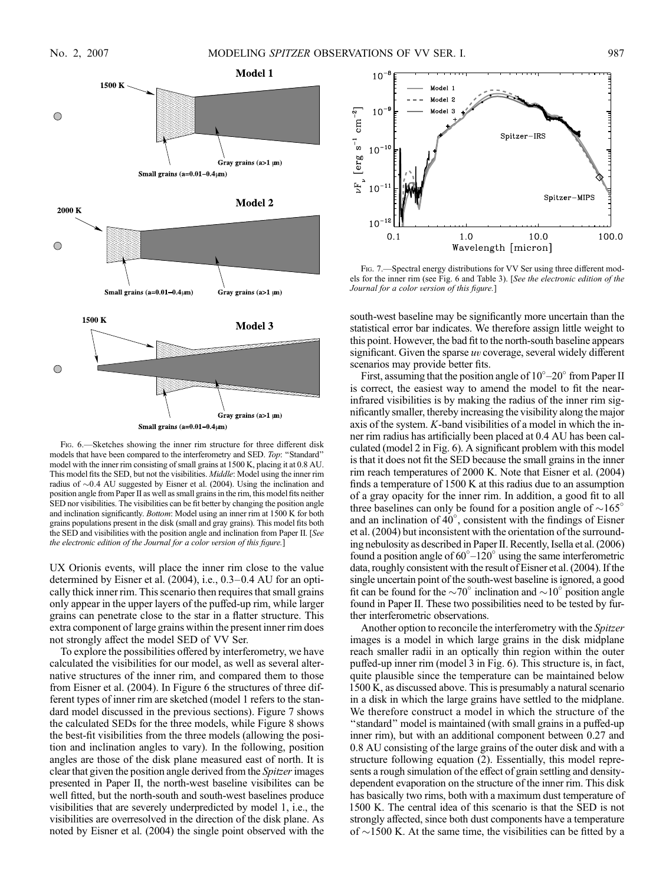Fig. 6.—Sketches showing the inner rim structure for three different disk models that have been compared to the interferometry and SED. *Top*: "Standard" model with the inner rim consisting of small grains at 1500 K, placing it at 0.8 AU. This model fits the SED, but not the visibilities. *Middle*: Model using the inner rim radius of ∼0.4 AU suggested by Eisner et al. (2004). Using the inclination and position angle from Paper II as well as small grains in the rim, this model fits neither SED nor visibilities. The visibilities can be fit better by changing the position angle and inclination significantly. *Bottom*: Model using an inner rim at 1500 K for both grains populations present in the disk (small and gray grains). This model fits both the SED and visibilities with the position angle and inclination from Paper II. [*See the electronic edition of the Journal for a color version of this figure.*]

UX Orionis events, will place the inner rim close to the value determined by Eisner et al. (2004), i.e., 0.3–0.4 AU for an optically thick inner rim. This scenario then requires that small grains only appear in the upper layers of the puffed-up rim, while larger grains can penetrate close to the star in a flatter structure. This extra component of large grains within the present inner rim does not strongly affect the model SED of VV Ser.

To explore the possibilities offered by interferometry, we have calculated the visibilities for our model, as well as several alternative structures of the inner rim, and compared them to those from Eisner et al. (2004). In Figure 6 the structures of three different types of inner rim are sketched (model 1 refers to the standard model discussed in the previous sections). Figure 7 shows the calculated SEDs for the three models, while Figure 8 shows the best-fit visibilities from the three models (allowing the position and inclination angles to vary). In the following, position angles are those of the disk plane measured east of north. It is clear that given the position angle derived from the *Spitzer* images presented in Paper II, the north-west baseline visibilites can be well fitted, but the north-south and south-west baselines produce visibilities that are severely underpredicted by model 1, i.e., the visibilities are overresolved in the direction of the disk plane. As noted by Eisner et al. (2004) the single point observed with the

Fig. 7.—Spectral energy distributions for VV Ser using three different models for the inner rim (see Fig. 6 and Table 3). [*See the electronic edition of the Journal for a color version of this figure.*]

south-west baseline may be significantly more uncertain than the statistical error bar indicates. We therefore assign little weight to this point. However, the bad fit to the north-south baseline appears significant. Given the sparse *uv* coverage, several widely different scenarios may provide better fits.

First, assuming that the position angle of 10°–20° from Paper II is correct, the easiest way to amend the model to fit the near-infrared visibilities is by making the radius of the inner rim significantly smaller, thereby increasing the visibility along the major axis of the system. *K*-band visibilities of a model in which the inner rim radius has artificially been placed at 0.4 AU has been calculated (model 2 in Fig. 6). A significant problem with this model is that it does not fit the SED because the small grains in the inner rim reach temperatures of 2000 K. Note that Eisner et al. (2004) finds a temperature of 1500 K at this radius due to an assumption of a gray opacity for the inner rim. In addition, a good fit to all three baselines can only be found for a position angle of ∼165° and an inclination of 40°, consistent with the findings of Eisner et al. (2004) but inconsistent with the orientation of the surrounding nebulosity as described in Paper II. Recently, Isella et al. (2006) found a position angle of 60°–120° using the same interferometric data, roughly consistent with the result of Eisner et al. (2004). If the single uncertain point of the south-west baseline is ignored, a good fit can be found for the ∼70° inclination and ∼10° position angle found in Paper II. These two possibilities need to be tested by further interferometric observations.

Another option to reconcile the interferometry with the *Spitzer* images is a model in which large grains in the disk midplane reach smaller radii in an optically thin region within the outer puffed-up inner rim (model 3 in Fig. 6). This structure is, in fact, quite plausible since the temperature can be maintained below 1500 K, as discussed above. This is presumably a natural scenario in a disk in which the large grains have settled to the midplane. We therefore construct a model in which the structure of the "standard" model is maintained (with small grains in a puffed-up inner rim), but with an additional component between 0.27 and 0.8 AU consisting of the large grains of the outer disk and with a structure following equation (2). Essentially, this model represents a rough simulation of the effect of grain settling and density-dependent evaporation on the structure of the inner rim. This disk has basically two rims, both with a maximum dust temperature of 1500 K. The central idea of this scenario is that the SED is not strongly affected, since both dust components have a temperature of ∼1500 K. At the same time, the visibilities can be fitted by a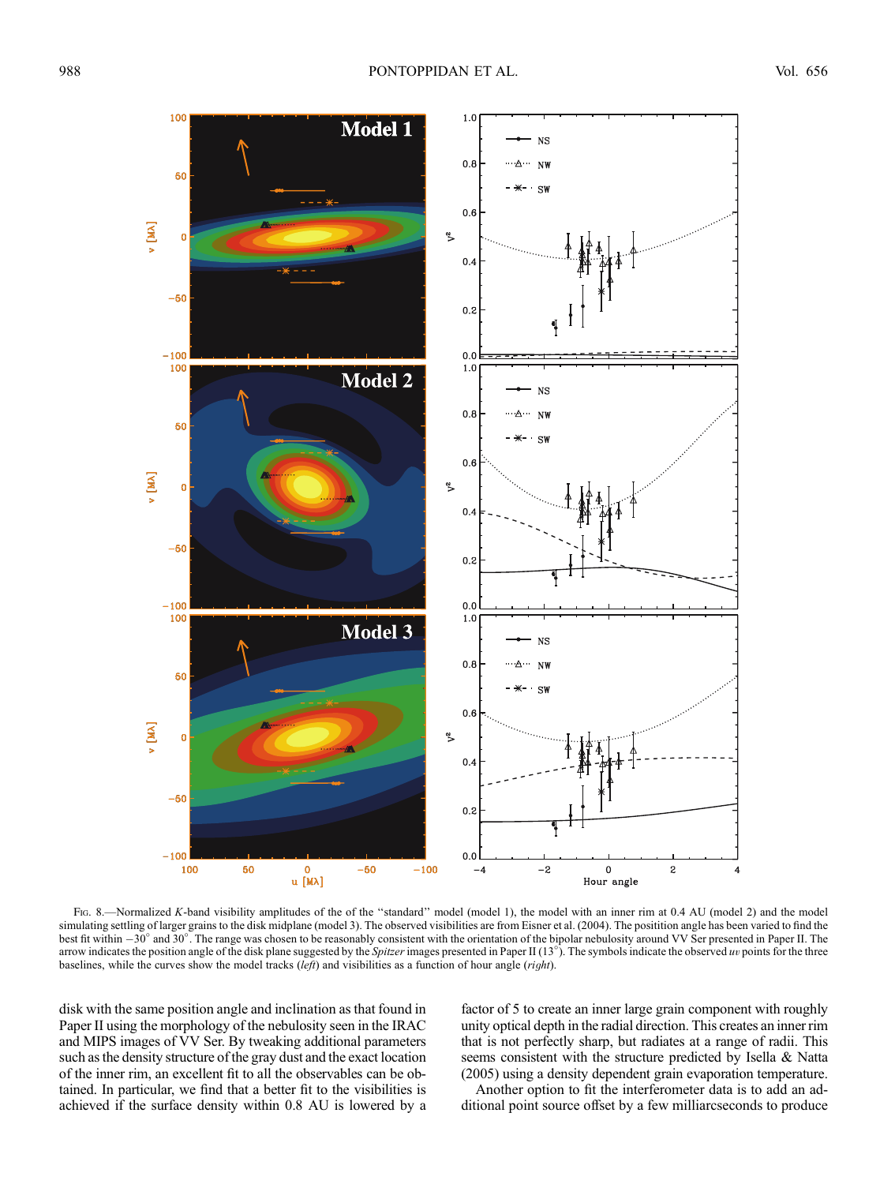FIG. 8.—Normalized $K$-band visibility amplitudes of the of the "standard" model (model 1), the model with an inner rim at 0.4 AU (model 2) and the model simulating settling of larger grains to the disk midplane (model 3). The observed visibilities are from Eisner et al. (2004). The positition angle has been varied to find the best fit within $-30°$ and $30°$. The range was chosen to be reasonably consistent with the orientation of the bipolar nebulosity around VV Ser presented in Paper II. The arrow indicates the position angle of the disk plane suggested by the *Spitzer* images presented in Paper II ($13°$). The symbols indicate the observed $uv$ points for the three baselines, while the curves show the model tracks (*left*) and visibilities as a function of hour angle (*right*).

disk with the same position angle and inclination as that found in Paper II using the morphology of the nebulosity seen in the IRAC and MIPS images of VV Ser. By tweaking additional parameters such as the density structure of the gray dust and the exact location of the inner rim, an excellent fit to all the observables can be obtained. In particular, we find that a better fit to the visibilities is achieved if the surface density within 0.8 AU is lowered by a factor of 5 to create an inner large grain component with roughly unity optical depth in the radial direction. This creates an inner rim that is not perfectly sharp, but radiates at a range of radii. This seems consistent with the structure predicted by Isella & Natta (2005) using a density dependent grain evaporation temperature.

Another option to fit the interferometer data is to add an additional point source offset by a few milliarcseconds to produce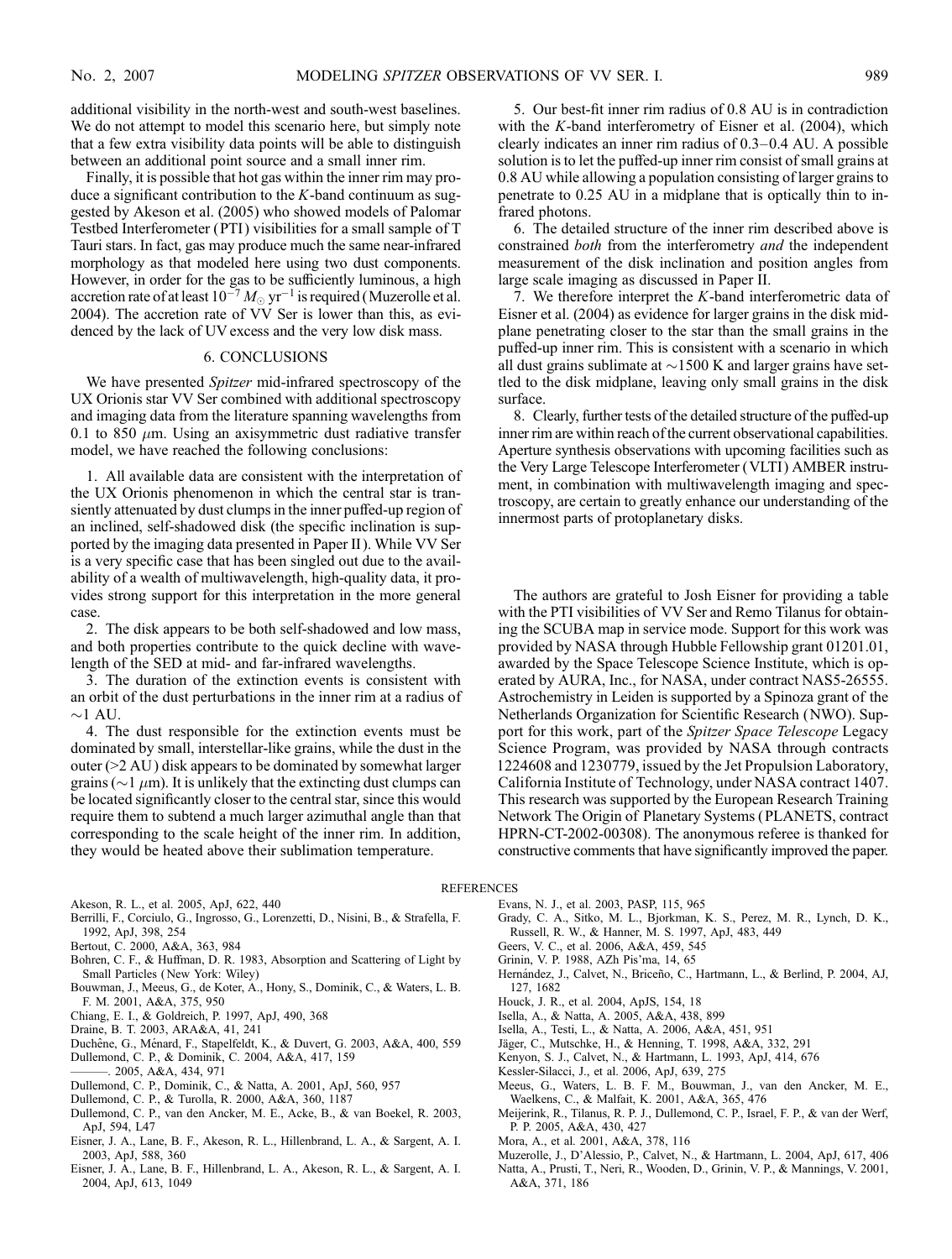additional visibility in the north-west and south-west baselines. We do not attempt to model this scenario here, but simply note that a few extra visibility data points will be able to distinguish between an additional point source and a small inner rim.

Finally, it is possible that hot gas within the inner rim may produce a significant contribution to the $K$-band continuum as suggested by Akeson et al. (2005) who showed models of Palomar Testbed Interferometer (PTI) visibilities for a small sample of T Tauri stars. In fact, gas may produce much the same near-infrared morphology as that modeled here using two dust components. However, in order for the gas to be sufficiently luminous, a high accretion rate of at least $10^{-7}\ M_\odot\ \mathrm{yr}^{-1}$ is required (Muzerolle et al. 2004). The accretion rate of VV Ser is lower than this, as evidenced by the lack of UV excess and the very low disk mass.

## 6. CONCLUSIONS

We have presented *Spitzer* mid-infrared spectroscopy of the UX Orionis star VV Ser combined with additional spectroscopy and imaging data from the literature spanning wavelengths from 0.1 to 850 $\mu$m. Using an axisymmetric dust radiative transfer model, we have reached the following conclusions:

1. All available data are consistent with the interpretation of the UX Orionis phenomenon in which the central star is transiently attenuated by dust clumps in the inner puffed-up region of an inclined, self-shadowed disk (the specific inclination is supported by the imaging data presented in Paper II). While VV Ser is a very specific case that has been singled out due to the availability of a wealth of multiwavelength, high-quality data, it provides strong support for this interpretation in the more general case.

2. The disk appears to be both self-shadowed and low mass, and both properties contribute to the quick decline with wavelength of the SED at mid- and far-infrared wavelengths.

3. The duration of the extinction events is consistent with an orbit of the dust perturbations in the inner rim at a radius of $\sim$1 AU.

4. The dust responsible for the extinction events must be dominated by small, interstellar-like grains, while the dust in the outer (>2 AU) disk appears to be dominated by somewhat larger grains ($\sim$1 $\mu$m). It is unlikely that the extincting dust clumps can be located significantly closer to the central star, since this would require them to subtend a much larger azimuthal angle than that corresponding to the scale height of the inner rim. In addition, they would be heated above their sublimation temperature.

5. Our best-fit inner rim radius of 0.8 AU is in contradiction with the $K$-band interferometry of Eisner et al. (2004), which clearly indicates an inner rim radius of 0.3–0.4 AU. A possible solution is to let the puffed-up inner rim consist of small grains at 0.8 AU while allowing a population consisting of larger grains to penetrate to 0.25 AU in a midplane that is optically thin to infrared photons.

6. The detailed structure of the inner rim described above is constrained *both* from the interferometry *and* the independent measurement of the disk inclination and position angles from large scale imaging as discussed in Paper II.

7. We therefore interpret the $K$-band interferometric data of Eisner et al. (2004) as evidence for larger grains in the disk midplane penetrating closer to the star than the small grains in the puffed-up inner rim. This is consistent with a scenario in which all dust grains sublimate at $\sim$1500 K and larger grains have settled to the disk midplane, leaving only small grains in the disk surface.

8. Clearly, further tests of the detailed structure of the puffed-up inner rim are within reach of the current observational capabilities. Aperture synthesis observations with upcoming facilities such as the Very Large Telescope Interferometer (VLTI) AMBER instrument, in combination with multiwavelength imaging and spectroscopy, are certain to greatly enhance our understanding of the innermost parts of protoplanetary disks.

The authors are grateful to Josh Eisner for providing a table with the PTI visibilities of VV Ser and Remo Tilanus for obtaining the SCUBA map in service mode. Support for this work was provided by NASA through Hubble Fellowship grant 01201.01, awarded by the Space Telescope Science Institute, which is operated by AURA, Inc., for NASA, under contract NAS5-26555. Astrochemistry in Leiden is supported by a Spinoza grant of the Netherlands Organization for Scientific Research (NWO). Support for this work, part of the *Spitzer Space Telescope* Legacy Science Program, was provided by NASA through contracts 1224608 and 1230779, issued by the Jet Propulsion Laboratory, California Institute of Technology, under NASA contract 1407. This research was supported by the European Research Training Network The Origin of Planetary Systems (PLANETS, contract HPRN-CT-2002-00308). The anonymous referee is thanked for constructive comments that have significantly improved the paper.

## REFERENCES

Akeson, R. L., et al. 2005, ApJ, 622, 440
Berrilli, F., Corciulo, G., Ingrosso, G., Lorenzetti, D., Nisini, B., & Strafella, F. 1992, ApJ, 398, 254
Bertout, C. 2000, A&A, 363, 984
Bohren, C. F., & Huffman, D. R. 1983, Absorption and Scattering of Light by Small Particles (New York: Wiley)
Bouwman, J., Meeus, G., de Koter, A., Hony, S., Dominik, C., & Waters, L. B. F. M. 2001, A&A, 375, 950
Chiang, E. I., & Goldreich, P. 1997, ApJ, 490, 368
Draine, B. T. 2003, ARA&A, 41, 241
Duchêne, G., Ménard, F., Stapelfeldt, K., & Duvert, G. 2003, A&A, 400, 559
Dullemond, C. P., & Dominik, C. 2004, A&A, 417, 159
———. 2005, A&A, 434, 971
Dullemond, C. P., Dominik, C., & Natta, A. 2001, ApJ, 560, 957
Dullemond, C. P., & Turolla, R. 2000, A&A, 360, 1187
Dullemond, C. P., van den Ancker, M. E., Acke, B., & van Boekel, R. 2003, ApJ, 594, L47
Eisner, J. A., Lane, B. F., Akeson, R. L., Hillenbrand, L. A., & Sargent, A. I. 2003, ApJ, 588, 360
Eisner, J. A., Lane, B. F., Hillenbrand, L. A., Akeson, R. L., & Sargent, A. I. 2004, ApJ, 613, 1049
Evans, N. J., et al. 2003, PASP, 115, 965
Grady, C. A., Sitko, M. L., Bjorkman, K. S., Perez, M. R., Lynch, D. K., Russell, R. W., & Hanner, M. S. 1997, ApJ, 483, 449
Geers, V. C., et al. 2006, A&A, 459, 545
Grinin, V. P. 1988, AZh Pis'ma, 14, 65
Hernández, J., Calvet, N., Briceño, C., Hartmann, L., & Berlind, P. 2004, AJ, 127, 1682
Houck, J. R., et al. 2004, ApJS, 154, 18
Isella, A., & Natta, A. 2005, A&A, 438, 899
Isella, A., Testi, L., & Natta, A. 2006, A&A, 451, 951
Jäger, C., Mutschke, H., & Henning, T. 1998, A&A, 332, 291
Kenyon, S. J., Calvet, N., & Hartmann, L. 1993, ApJ, 414, 676
Kessler-Silacci, J., et al. 2006, ApJ, 639, 275
Meeus, G., Waters, L. B. F. M., Bouwman, J., van den Ancker, M. E., Waelkens, C., & Malfait, K. 2001, A&A, 365, 476
Meijerink, R., Tilanus, R. P. J., Dullemond, C. P., Israel, F. P., & van der Werf, P. P. 2005, A&A, 430, 427
Mora, A., et al. 2001, A&A, 378, 116
Muzerolle, J., D'Alessio, P., Calvet, N., & Hartmann, L. 2004, ApJ, 617, 406
Natta, A., Prusti, T., Neri, R., Wooden, D., Grinin, V. P., & Mannings, V. 2001, A&A, 371, 186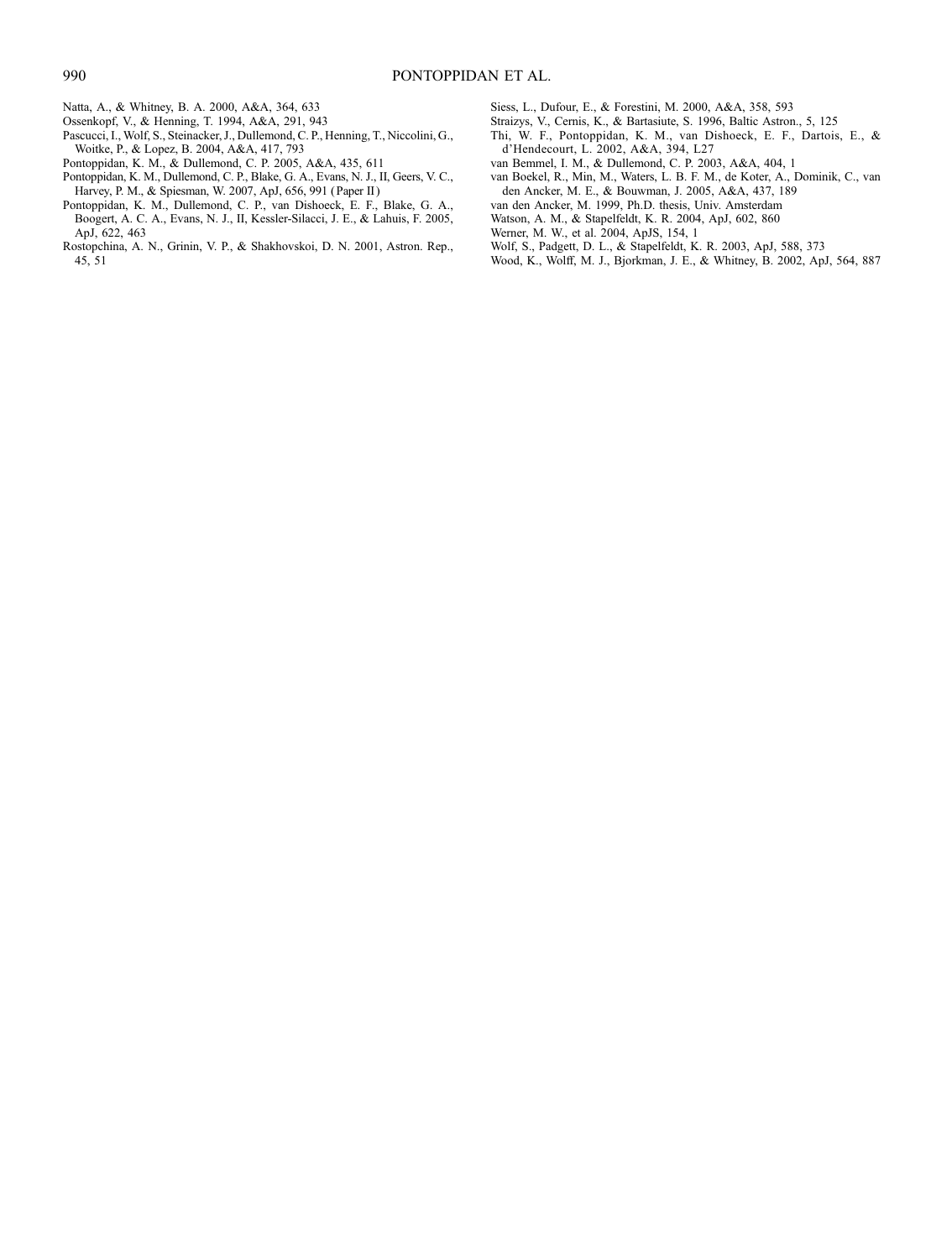Natta, A., & Whitney, B. A. 2000, A&A, 364, 633

Ossenkopf, V., & Henning, T. 1994, A&A, 291, 943

Pascucci, I., Wolf, S., Steinacker, J., Dullemond, C. P., Henning, T., Niccolini, G., Woitke, P., & Lopez, B. 2004, A&A, 417, 793

Pontoppidan, K. M., & Dullemond, C. P. 2005, A&A, 435, 611

Pontoppidan, K. M., Dullemond, C. P., Blake, G. A., Evans, N. J., II, Geers, V. C., Harvey, P. M., & Spiesman, W. 2007, ApJ, 656, 991 (Paper II)

Pontoppidan, K. M., Dullemond, C. P., van Dishoeck, E. F., Blake, G. A., Boogert, A. C. A., Evans, N. J., II, Kessler-Silacci, J. E., & Lahuis, F. 2005, ApJ, 622, 463

Rostopchina, A. N., Grinin, V. P., & Shakhovskoi, D. N. 2001, Astron. Rep., 45, 51

Siess, L., Dufour, E., & Forestini, M. 2000, A&A, 358, 593

Straizys, V., Cernis, K., & Bartasiute, S. 1996, Baltic Astron., 5, 125

Thi, W. F., Pontoppidan, K. M., van Dishoeck, E. F., Dartois, E., & d'Hendecourt, L. 2002, A&A, 394, L27

van Bemmel, I. M., & Dullemond, C. P. 2003, A&A, 404, 1

van Boekel, R., Min, M., Waters, L. B. F. M., de Koter, A., Dominik, C., van den Ancker, M. E., & Bouwman, J. 2005, A&A, 437, 189

van den Ancker, M. 1999, Ph.D. thesis, Univ. Amsterdam

Watson, A. M., & Stapelfeldt, K. R. 2004, ApJ, 602, 860

Werner, M. W., et al. 2004, ApJS, 154, 1

Wolf, S., Padgett, D. L., & Stapelfeldt, K. R. 2003, ApJ, 588, 373

Wood, K., Wolff, M. J., Bjorkman, J. E., & Whitney, B. 2002, ApJ, 564, 887